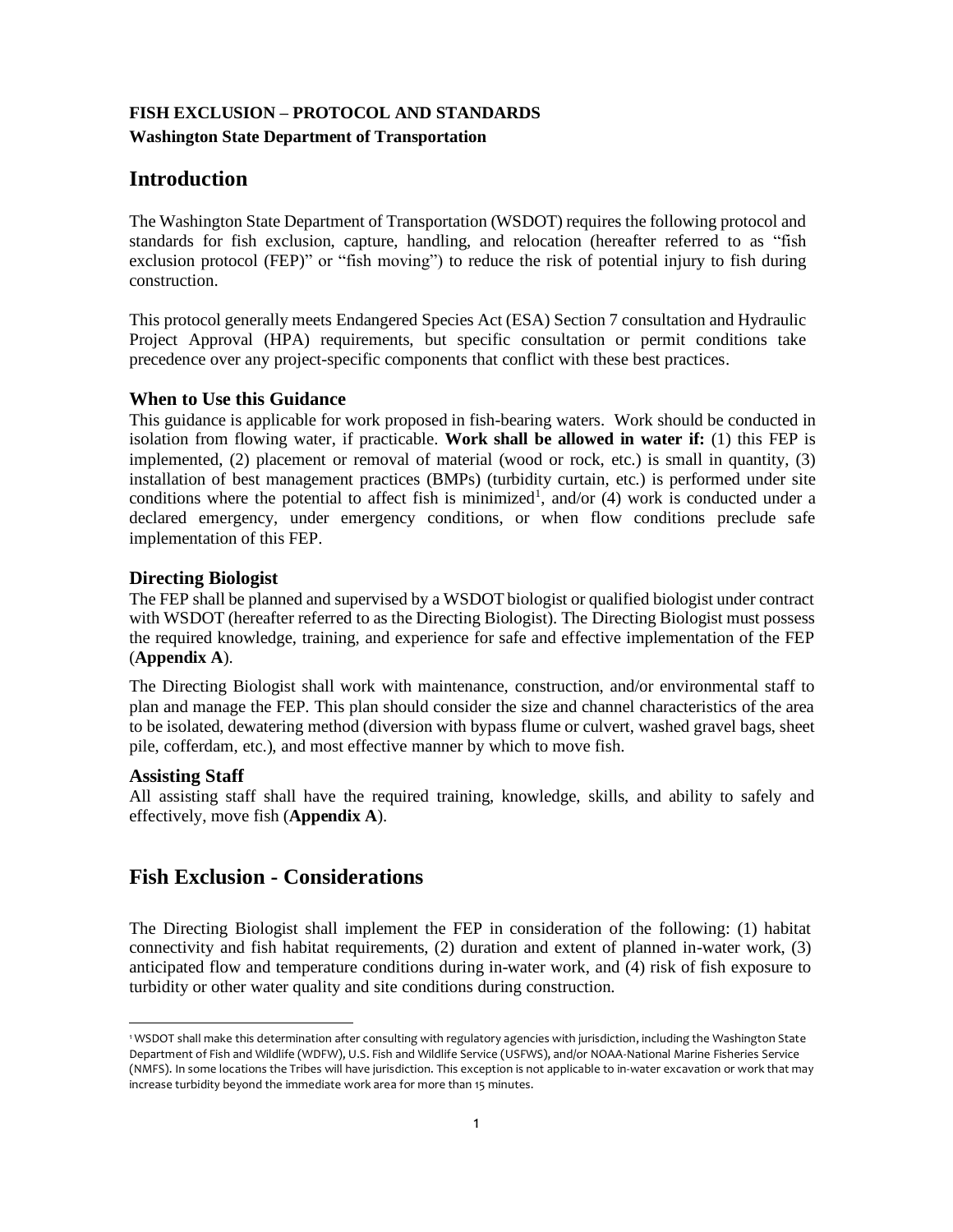**FISH EXCLUSION – PROTOCOL AND STANDARDS**
**Washington State Department of Transportation**

# Introduction

The Washington State Department of Transportation (WSDOT) requires the following protocol and standards for fish exclusion, capture, handling, and relocation (hereafter referred to as "fish exclusion protocol (FEP)" or "fish moving") to reduce the risk of potential injury to fish during construction.

This protocol generally meets Endangered Species Act (ESA) Section 7 consultation and Hydraulic Project Approval (HPA) requirements, but specific consultation or permit conditions take precedence over any project-specific components that conflict with these best practices.

### When to Use this Guidance

This guidance is applicable for work proposed in fish-bearing waters. Work should be conducted in isolation from flowing water, if practicable. **Work shall be allowed in water if:** (1) this FEP is implemented, (2) placement or removal of material (wood or rock, etc.) is small in quantity, (3) installation of best management practices (BMPs) (turbidity curtain, etc.) is performed under site conditions where the potential to affect fish is minimized[1], and/or (4) work is conducted under a declared emergency, under emergency conditions, or when flow conditions preclude safe implementation of this FEP.

### Directing Biologist

The FEP shall be planned and supervised by a WSDOT biologist or qualified biologist under contract with WSDOT (hereafter referred to as the Directing Biologist). The Directing Biologist must possess the required knowledge, training, and experience for safe and effective implementation of the FEP (**Appendix A**).

The Directing Biologist shall work with maintenance, construction, and/or environmental staff to plan and manage the FEP. This plan should consider the size and channel characteristics of the area to be isolated, dewatering method (diversion with bypass flume or culvert, washed gravel bags, sheet pile, cofferdam, etc.), and most effective manner by which to move fish.

### Assisting Staff

All assisting staff shall have the required training, knowledge, skills, and ability to safely and effectively, move fish (**Appendix A**).

# Fish Exclusion - Considerations

The Directing Biologist shall implement the FEP in consideration of the following: (1) habitat connectivity and fish habitat requirements, (2) duration and extent of planned in-water work, (3) anticipated flow and temperature conditions during in-water work, and (4) risk of fish exposure to turbidity or other water quality and site conditions during construction.

---

[1] WSDOT shall make this determination after consulting with regulatory agencies with jurisdiction, including the Washington State Department of Fish and Wildlife (WDFW), U.S. Fish and Wildlife Service (USFWS), and/or NOAA-National Marine Fisheries Service (NMFS). In some locations the Tribes will have jurisdiction. This exception is not applicable to in-water excavation or work that may increase turbidity beyond the immediate work area for more than 15 minutes.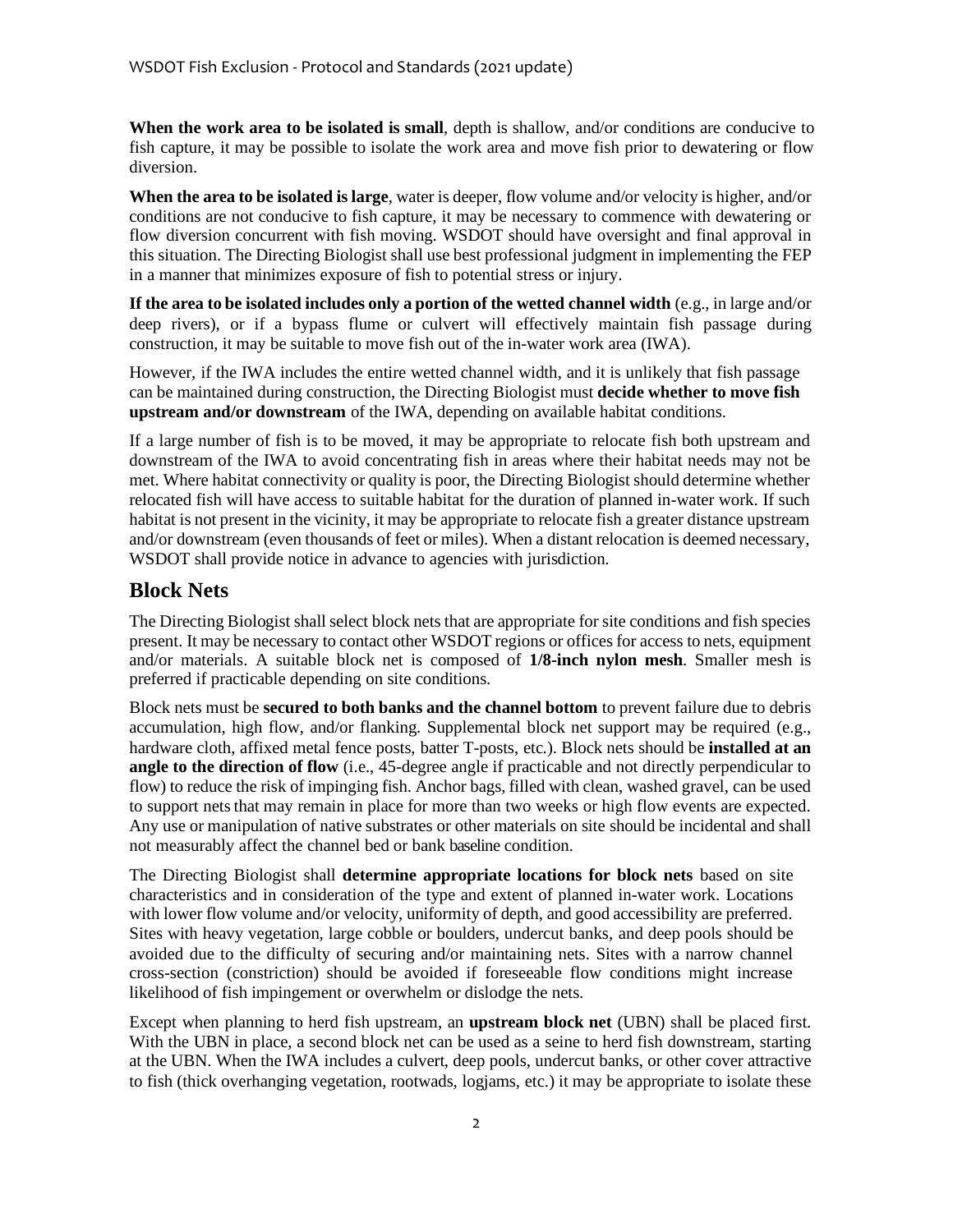**When the work area to be isolated is small**, depth is shallow, and/or conditions are conducive to fish capture, it may be possible to isolate the work area and move fish prior to dewatering or flow diversion.

**When the area to be isolated is large**, water is deeper, flow volume and/or velocity is higher, and/or conditions are not conducive to fish capture, it may be necessary to commence with dewatering or flow diversion concurrent with fish moving. WSDOT should have oversight and final approval in this situation. The Directing Biologist shall use best professional judgment in implementing the FEP in a manner that minimizes exposure of fish to potential stress or injury.

**If the area to be isolated includes only a portion of the wetted channel width** (e.g., in large and/or deep rivers), or if a bypass flume or culvert will effectively maintain fish passage during construction, it may be suitable to move fish out of the in-water work area (IWA).

However, if the IWA includes the entire wetted channel width, and it is unlikely that fish passage can be maintained during construction, the Directing Biologist must **decide whether to move fish upstream and/or downstream** of the IWA, depending on available habitat conditions.

If a large number of fish is to be moved, it may be appropriate to relocate fish both upstream and downstream of the IWA to avoid concentrating fish in areas where their habitat needs may not be met. Where habitat connectivity or quality is poor, the Directing Biologist should determine whether relocated fish will have access to suitable habitat for the duration of planned in-water work. If such habitat is not present in the vicinity, it may be appropriate to relocate fish a greater distance upstream and/or downstream (even thousands of feet or miles). When a distant relocation is deemed necessary, WSDOT shall provide notice in advance to agencies with jurisdiction.

## Block Nets

The Directing Biologist shall select block nets that are appropriate for site conditions and fish species present. It may be necessary to contact other WSDOT regions or offices for access to nets, equipment and/or materials. A suitable block net is composed of **1/8-inch nylon mesh**. Smaller mesh is preferred if practicable depending on site conditions.

Block nets must be **secured to both banks and the channel bottom** to prevent failure due to debris accumulation, high flow, and/or flanking. Supplemental block net support may be required (e.g., hardware cloth, affixed metal fence posts, batter T-posts, etc.). Block nets should be **installed at an angle to the direction of flow** (i.e., 45-degree angle if practicable and not directly perpendicular to flow) to reduce the risk of impinging fish. Anchor bags, filled with clean, washed gravel, can be used to support nets that may remain in place for more than two weeks or high flow events are expected. Any use or manipulation of native substrates or other materials on site should be incidental and shall not measurably affect the channel bed or bank baseline condition.

The Directing Biologist shall **determine appropriate locations for block nets** based on site characteristics and in consideration of the type and extent of planned in-water work. Locations with lower flow volume and/or velocity, uniformity of depth, and good accessibility are preferred. Sites with heavy vegetation, large cobble or boulders, undercut banks, and deep pools should be avoided due to the difficulty of securing and/or maintaining nets. Sites with a narrow channel cross-section (constriction) should be avoided if foreseeable flow conditions might increase likelihood of fish impingement or overwhelm or dislodge the nets.

Except when planning to herd fish upstream, an **upstream block net** (UBN) shall be placed first. With the UBN in place, a second block net can be used as a seine to herd fish downstream, starting at the UBN. When the IWA includes a culvert, deep pools, undercut banks, or other cover attractive to fish (thick overhanging vegetation, rootwads, logjams, etc.) it may be appropriate to isolate these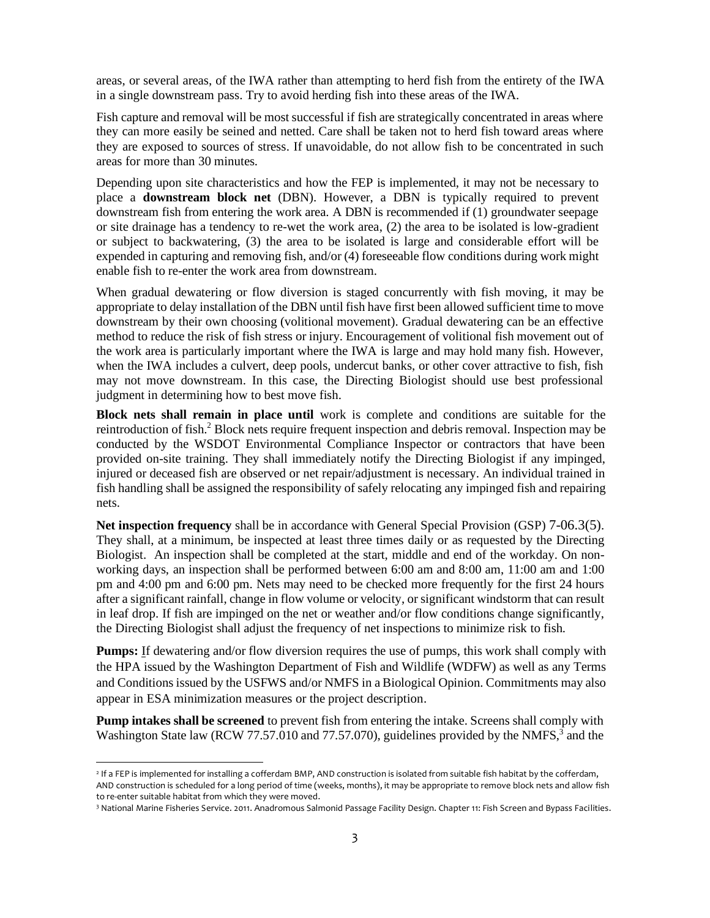areas, or several areas, of the IWA rather than attempting to herd fish from the entirety of the IWA in a single downstream pass. Try to avoid herding fish into these areas of the IWA.

Fish capture and removal will be most successful if fish are strategically concentrated in areas where they can more easily be seined and netted. Care shall be taken not to herd fish toward areas where they are exposed to sources of stress. If unavoidable, do not allow fish to be concentrated in such areas for more than 30 minutes.

Depending upon site characteristics and how the FEP is implemented, it may not be necessary to place a **downstream block net** (DBN). However, a DBN is typically required to prevent downstream fish from entering the work area. A DBN is recommended if (1) groundwater seepage or site drainage has a tendency to re-wet the work area, (2) the area to be isolated is low-gradient or subject to backwatering, (3) the area to be isolated is large and considerable effort will be expended in capturing and removing fish, and/or (4) foreseeable flow conditions during work might enable fish to re-enter the work area from downstream.

When gradual dewatering or flow diversion is staged concurrently with fish moving, it may be appropriate to delay installation of the DBN until fish have first been allowed sufficient time to move downstream by their own choosing (volitional movement). Gradual dewatering can be an effective method to reduce the risk of fish stress or injury. Encouragement of volitional fish movement out of the work area is particularly important where the IWA is large and may hold many fish. However, when the IWA includes a culvert, deep pools, undercut banks, or other cover attractive to fish, fish may not move downstream. In this case, the Directing Biologist should use best professional judgment in determining how to best move fish.

**Block nets shall remain in place until** work is complete and conditions are suitable for the reintroduction of fish.[2] Block nets require frequent inspection and debris removal. Inspection may be conducted by the WSDOT Environmental Compliance Inspector or contractors that have been provided on-site training. They shall immediately notify the Directing Biologist if any impinged, injured or deceased fish are observed or net repair/adjustment is necessary. An individual trained in fish handling shall be assigned the responsibility of safely relocating any impinged fish and repairing nets.

**Net inspection frequency** shall be in accordance with General Special Provision (GSP) 7-06.3(5). They shall, at a minimum, be inspected at least three times daily or as requested by the Directing Biologist. An inspection shall be completed at the start, middle and end of the workday. On non-working days, an inspection shall be performed between 6:00 am and 8:00 am, 11:00 am and 1:00 pm and 4:00 pm and 6:00 pm. Nets may need to be checked more frequently for the first 24 hours after a significant rainfall, change in flow volume or velocity, or significant windstorm that can result in leaf drop. If fish are impinged on the net or weather and/or flow conditions change significantly, the Directing Biologist shall adjust the frequency of net inspections to minimize risk to fish.

**Pumps:** If dewatering and/or flow diversion requires the use of pumps, this work shall comply with the HPA issued by the Washington Department of Fish and Wildlife (WDFW) as well as any Terms and Conditions issued by the USFWS and/or NMFS in a Biological Opinion. Commitments may also appear in ESA minimization measures or the project description.

**Pump intakes shall be screened** to prevent fish from entering the intake. Screens shall comply with Washington State law (RCW 77.57.010 and 77.57.070), guidelines provided by the NMFS,[3] and the

---

[2] If a FEP is implemented for installing a cofferdam BMP, AND construction is isolated from suitable fish habitat by the cofferdam, AND construction is scheduled for a long period of time (weeks, months), it may be appropriate to remove block nets and allow fish to re-enter suitable habitat from which they were moved.

[3] National Marine Fisheries Service. 2011. Anadromous Salmonid Passage Facility Design. Chapter 11: Fish Screen and Bypass Facilities.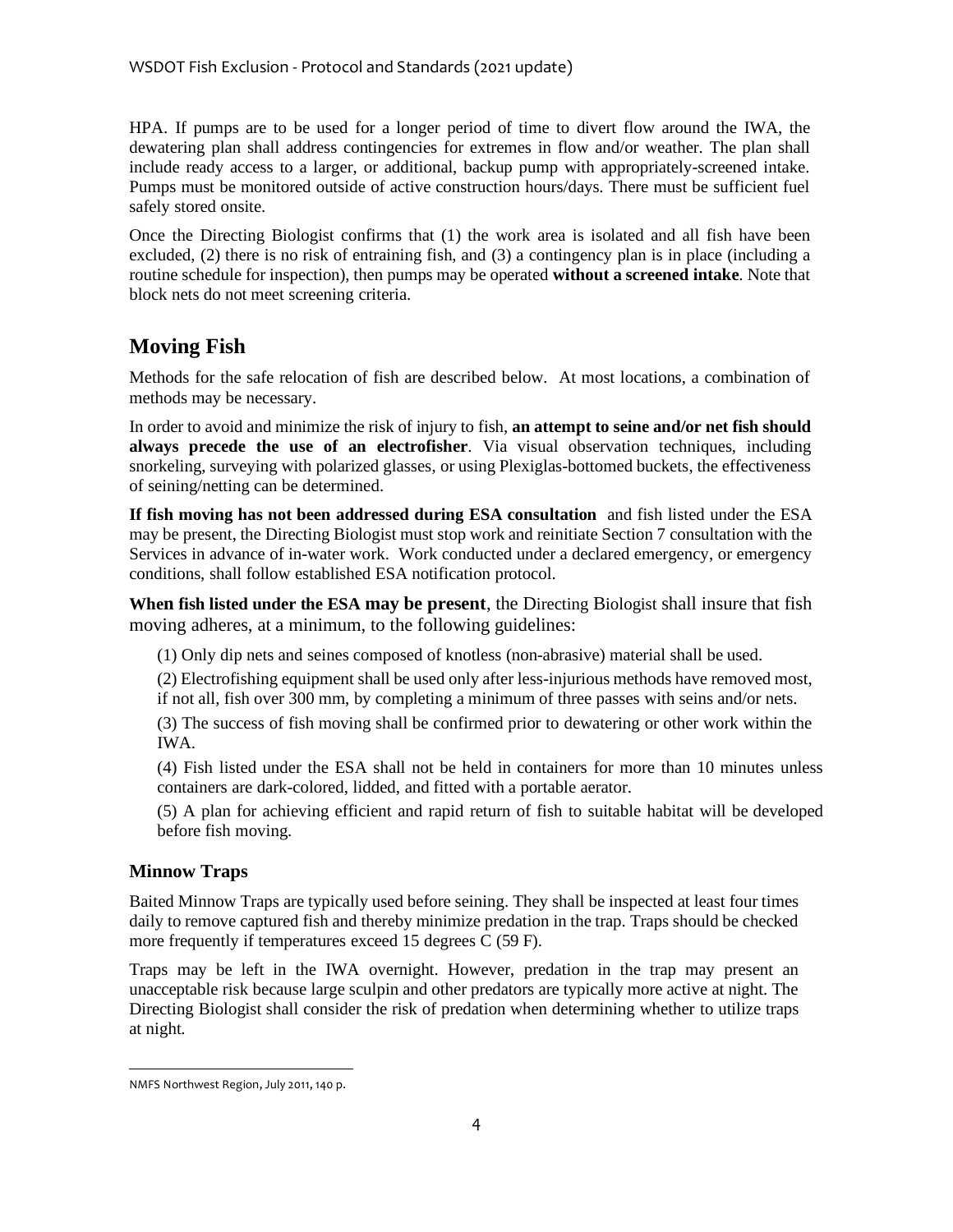HPA. If pumps are to be used for a longer period of time to divert flow around the IWA, the dewatering plan shall address contingencies for extremes in flow and/or weather. The plan shall include ready access to a larger, or additional, backup pump with appropriately-screened intake. Pumps must be monitored outside of active construction hours/days. There must be sufficient fuel safely stored onsite.

Once the Directing Biologist confirms that (1) the work area is isolated and all fish have been excluded, (2) there is no risk of entraining fish, and (3) a contingency plan is in place (including a routine schedule for inspection), then pumps may be operated **without a screened intake**. Note that block nets do not meet screening criteria.

## Moving Fish

Methods for the safe relocation of fish are described below. At most locations, a combination of methods may be necessary.

In order to avoid and minimize the risk of injury to fish, **an attempt to seine and/or net fish should always precede the use of an electrofisher**. Via visual observation techniques, including snorkeling, surveying with polarized glasses, or using Plexiglas-bottomed buckets, the effectiveness of seining/netting can be determined.

**If fish moving has not been addressed during ESA consultation** and fish listed under the ESA may be present, the Directing Biologist must stop work and reinitiate Section 7 consultation with the Services in advance of in-water work. Work conducted under a declared emergency, or emergency conditions, shall follow established ESA notification protocol.

**When fish listed under the ESA may be present**, the Directing Biologist shall insure that fish moving adheres, at a minimum, to the following guidelines:

(1) Only dip nets and seines composed of knotless (non-abrasive) material shall be used.

(2) Electrofishing equipment shall be used only after less-injurious methods have removed most, if not all, fish over 300 mm, by completing a minimum of three passes with seins and/or nets.

(3) The success of fish moving shall be confirmed prior to dewatering or other work within the IWA.

(4) Fish listed under the ESA shall not be held in containers for more than 10 minutes unless containers are dark-colored, lidded, and fitted with a portable aerator.

(5) A plan for achieving efficient and rapid return of fish to suitable habitat will be developed before fish moving.

### Minnow Traps

Baited Minnow Traps are typically used before seining. They shall be inspected at least four times daily to remove captured fish and thereby minimize predation in the trap. Traps should be checked more frequently if temperatures exceed 15 degrees C (59 F).

Traps may be left in the IWA overnight. However, predation in the trap may present an unacceptable risk because large sculpin and other predators are typically more active at night. The Directing Biologist shall consider the risk of predation when determining whether to utilize traps at night.

---

NMFS Northwest Region, July 2011, 140 p.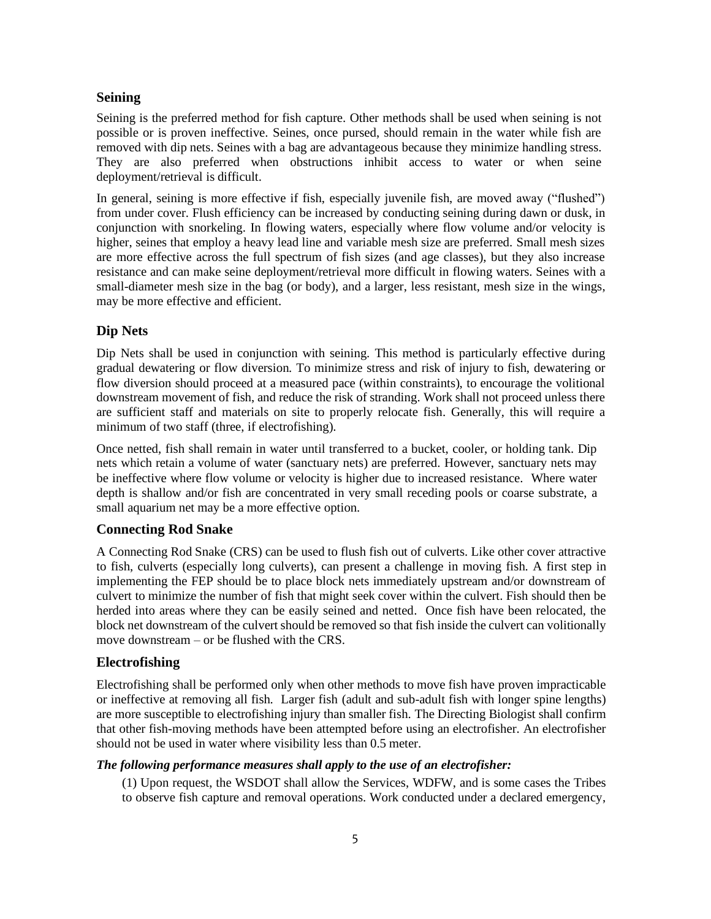## Seining

Seining is the preferred method for fish capture. Other methods shall be used when seining is not possible or is proven ineffective. Seines, once pursed, should remain in the water while fish are removed with dip nets. Seines with a bag are advantageous because they minimize handling stress. They are also preferred when obstructions inhibit access to water or when seine deployment/retrieval is difficult.

In general, seining is more effective if fish, especially juvenile fish, are moved away ("flushed") from under cover. Flush efficiency can be increased by conducting seining during dawn or dusk, in conjunction with snorkeling. In flowing waters, especially where flow volume and/or velocity is higher, seines that employ a heavy lead line and variable mesh size are preferred. Small mesh sizes are more effective across the full spectrum of fish sizes (and age classes), but they also increase resistance and can make seine deployment/retrieval more difficult in flowing waters. Seines with a small-diameter mesh size in the bag (or body), and a larger, less resistant, mesh size in the wings, may be more effective and efficient.

## Dip Nets

Dip Nets shall be used in conjunction with seining. This method is particularly effective during gradual dewatering or flow diversion. To minimize stress and risk of injury to fish, dewatering or flow diversion should proceed at a measured pace (within constraints), to encourage the volitional downstream movement of fish, and reduce the risk of stranding. Work shall not proceed unless there are sufficient staff and materials on site to properly relocate fish. Generally, this will require a minimum of two staff (three, if electrofishing).

Once netted, fish shall remain in water until transferred to a bucket, cooler, or holding tank. Dip nets which retain a volume of water (sanctuary nets) are preferred. However, sanctuary nets may be ineffective where flow volume or velocity is higher due to increased resistance. Where water depth is shallow and/or fish are concentrated in very small receding pools or coarse substrate, a small aquarium net may be a more effective option.

## Connecting Rod Snake

A Connecting Rod Snake (CRS) can be used to flush fish out of culverts. Like other cover attractive to fish, culverts (especially long culverts), can present a challenge in moving fish. A first step in implementing the FEP should be to place block nets immediately upstream and/or downstream of culvert to minimize the number of fish that might seek cover within the culvert. Fish should then be herded into areas where they can be easily seined and netted. Once fish have been relocated, the block net downstream of the culvert should be removed so that fish inside the culvert can volitionally move downstream – or be flushed with the CRS.

## Electrofishing

Electrofishing shall be performed only when other methods to move fish have proven impracticable or ineffective at removing all fish. Larger fish (adult and sub-adult fish with longer spine lengths) are more susceptible to electrofishing injury than smaller fish. The Directing Biologist shall confirm that other fish-moving methods have been attempted before using an electrofisher. An electrofisher should not be used in water where visibility less than 0.5 meter.

***The following performance measures shall apply to the use of an electrofisher:***

(1) Upon request, the WSDOT shall allow the Services, WDFW, and is some cases the Tribes to observe fish capture and removal operations. Work conducted under a declared emergency,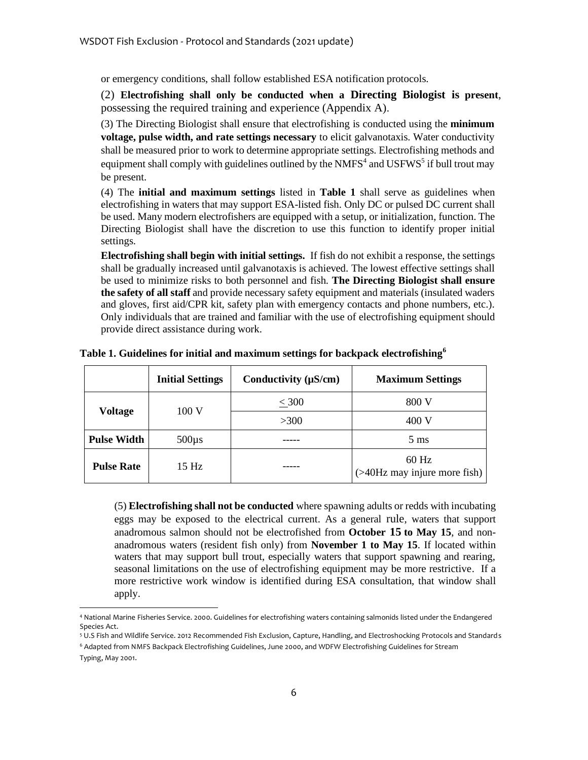or emergency conditions, shall follow established ESA notification protocols.

(2) **Electrofishing shall only be conducted when a Directing Biologist is present**, possessing the required training and experience (Appendix A).

(3) The Directing Biologist shall ensure that electrofishing is conducted using the **minimum voltage, pulse width, and rate settings necessary** to elicit galvanotaxis. Water conductivity shall be measured prior to work to determine appropriate settings. Electrofishing methods and equipment shall comply with guidelines outlined by the NMFS[4] and USFWS[5] if bull trout may be present.

(4) The **initial and maximum settings** listed in **Table 1** shall serve as guidelines when electrofishing in waters that may support ESA-listed fish. Only DC or pulsed DC current shall be used. Many modern electrofishers are equipped with a setup, or initialization, function. The Directing Biologist shall have the discretion to use this function to identify proper initial settings.

**Electrofishing shall begin with initial settings.** If fish do not exhibit a response, the settings shall be gradually increased until galvanotaxis is achieved. The lowest effective settings shall be used to minimize risks to both personnel and fish. **The Directing Biologist shall ensure the safety of all staff** and provide necessary safety equipment and materials (insulated waders and gloves, first aid/CPR kit, safety plan with emergency contacts and phone numbers, etc.). Only individuals that are trained and familiar with the use of electrofishing equipment should provide direct assistance during work.

**Table 1. Guidelines for initial and maximum settings for backpack electrofishing[6]**

| | Initial Settings | Conductivity (µS/cm) | Maximum Settings |
|---|---|---|---|
| **Voltage** | 100 V | < 300 | 800 V |
| | | >300 | 400 V |
| **Pulse Width** | 500µs | ----- | 5 ms |
| **Pulse Rate** | 15 Hz | ----- | 60 Hz (>40Hz may injure more fish) |

(5) **Electrofishing shall not be conducted** where spawning adults or redds with incubating eggs may be exposed to the electrical current. As a general rule, waters that support anadromous salmon should not be electrofished from **October 15 to May 15**, and non-anadromous waters (resident fish only) from **November 1 to May 15**. If located within waters that may support bull trout, especially waters that support spawning and rearing, seasonal limitations on the use of electrofishing equipment may be more restrictive. If a more restrictive work window is identified during ESA consultation, that window shall apply.

[4] National Marine Fisheries Service. 2000. Guidelines for electrofishing waters containing salmonids listed under the Endangered Species Act.

[5] U.S Fish and Wildlife Service. 2012 Recommended Fish Exclusion, Capture, Handling, and Electroshocking Protocols and Standards

[6] Adapted from NMFS Backpack Electrofishing Guidelines, June 2000, and WDFW Electrofishing Guidelines for Stream Typing, May 2001.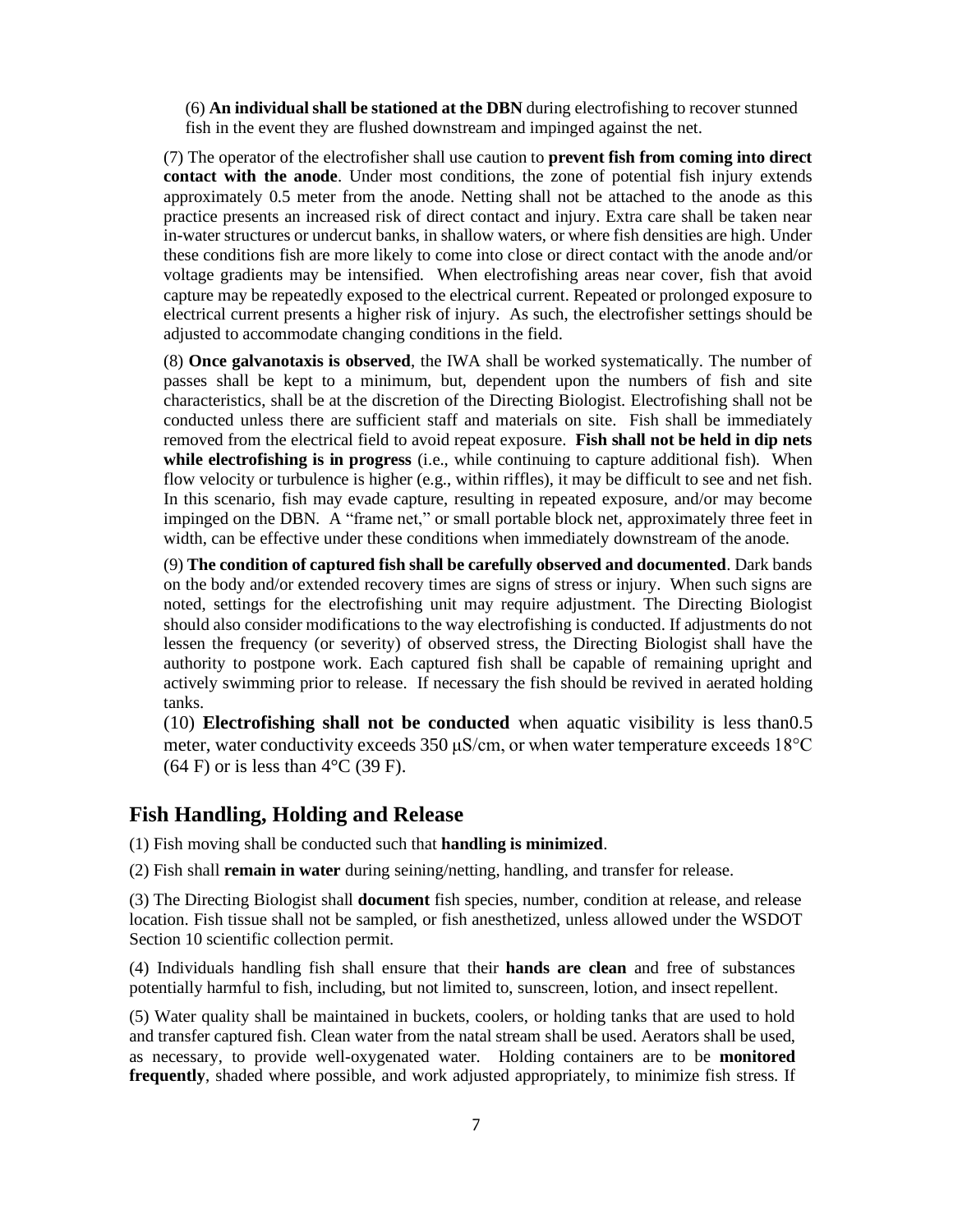(6) **An individual shall be stationed at the DBN** during electrofishing to recover stunned fish in the event they are flushed downstream and impinged against the net.

(7) The operator of the electrofisher shall use caution to **prevent fish from coming into direct contact with the anode**. Under most conditions, the zone of potential fish injury extends approximately 0.5 meter from the anode. Netting shall not be attached to the anode as this practice presents an increased risk of direct contact and injury. Extra care shall be taken near in-water structures or undercut banks, in shallow waters, or where fish densities are high. Under these conditions fish are more likely to come into close or direct contact with the anode and/or voltage gradients may be intensified. When electrofishing areas near cover, fish that avoid capture may be repeatedly exposed to the electrical current. Repeated or prolonged exposure to electrical current presents a higher risk of injury. As such, the electrofisher settings should be adjusted to accommodate changing conditions in the field.

(8) **Once galvanotaxis is observed**, the IWA shall be worked systematically. The number of passes shall be kept to a minimum, but, dependent upon the numbers of fish and site characteristics, shall be at the discretion of the Directing Biologist. Electrofishing shall not be conducted unless there are sufficient staff and materials on site. Fish shall be immediately removed from the electrical field to avoid repeat exposure. **Fish shall not be held in dip nets while electrofishing is in progress** (i.e., while continuing to capture additional fish). When flow velocity or turbulence is higher (e.g., within riffles), it may be difficult to see and net fish. In this scenario, fish may evade capture, resulting in repeated exposure, and/or may become impinged on the DBN. A "frame net," or small portable block net, approximately three feet in width, can be effective under these conditions when immediately downstream of the anode.

(9) **The condition of captured fish shall be carefully observed and documented**. Dark bands on the body and/or extended recovery times are signs of stress or injury. When such signs are noted, settings for the electrofishing unit may require adjustment. The Directing Biologist should also consider modifications to the way electrofishing is conducted. If adjustments do not lessen the frequency (or severity) of observed stress, the Directing Biologist shall have the authority to postpone work. Each captured fish shall be capable of remaining upright and actively swimming prior to release. If necessary the fish should be revived in aerated holding tanks.

(10) **Electrofishing shall not be conducted** when aquatic visibility is less than0.5 meter, water conductivity exceeds 350 μS/cm, or when water temperature exceeds 18°C (64 F) or is less than 4°C (39 F).

## Fish Handling, Holding and Release

(1) Fish moving shall be conducted such that **handling is minimized**.

(2) Fish shall **remain in water** during seining/netting, handling, and transfer for release.

(3) The Directing Biologist shall **document** fish species, number, condition at release, and release location. Fish tissue shall not be sampled, or fish anesthetized, unless allowed under the WSDOT Section 10 scientific collection permit.

(4) Individuals handling fish shall ensure that their **hands are clean** and free of substances potentially harmful to fish, including, but not limited to, sunscreen, lotion, and insect repellent.

(5) Water quality shall be maintained in buckets, coolers, or holding tanks that are used to hold and transfer captured fish. Clean water from the natal stream shall be used. Aerators shall be used, as necessary, to provide well-oxygenated water. Holding containers are to be **monitored frequently**, shaded where possible, and work adjusted appropriately, to minimize fish stress. If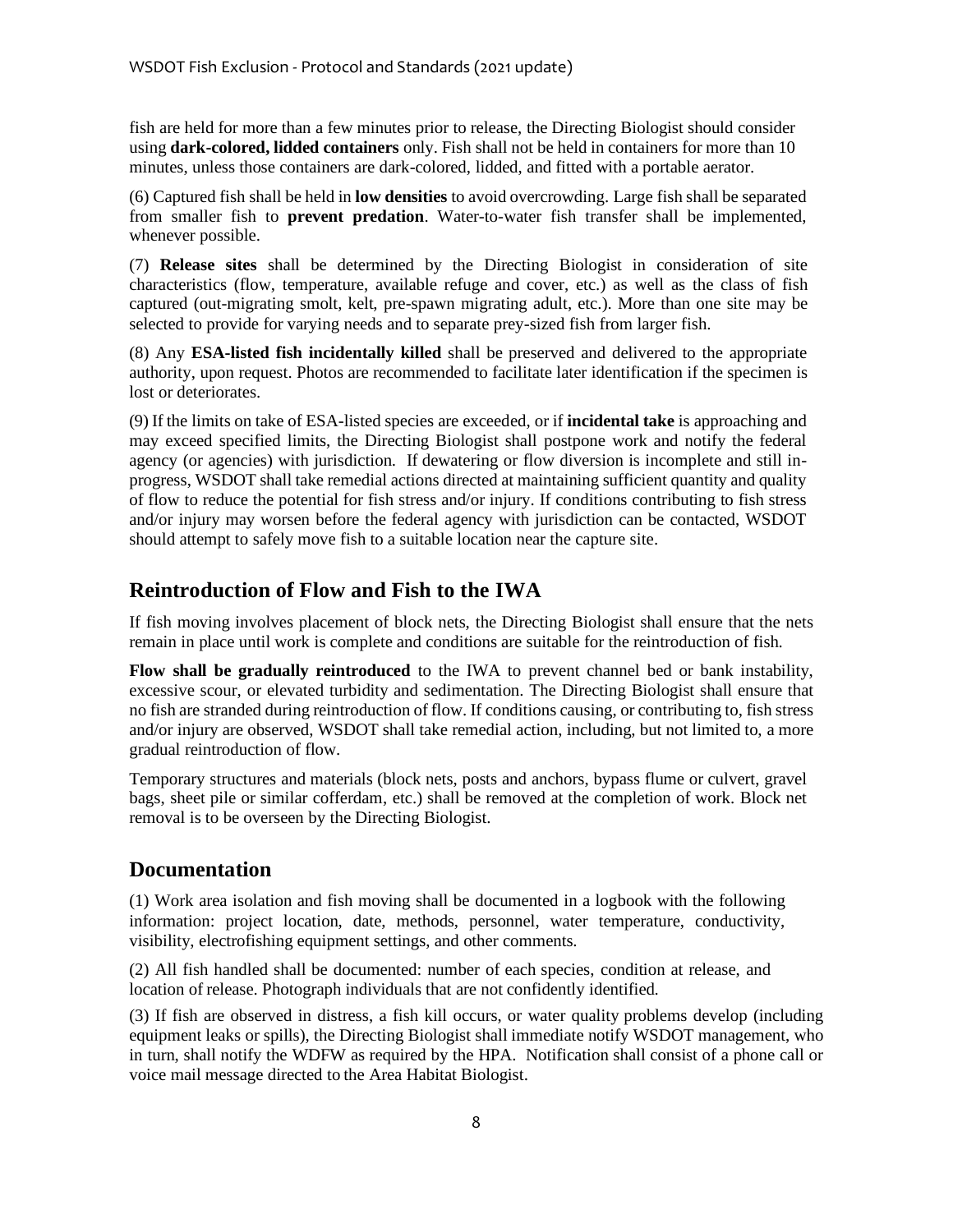fish are held for more than a few minutes prior to release, the Directing Biologist should consider using **dark-colored, lidded containers** only. Fish shall not be held in containers for more than 10 minutes, unless those containers are dark-colored, lidded, and fitted with a portable aerator.

(6) Captured fish shall be held in **low densities** to avoid overcrowding. Large fish shall be separated from smaller fish to **prevent predation**. Water-to-water fish transfer shall be implemented, whenever possible.

(7) **Release sites** shall be determined by the Directing Biologist in consideration of site characteristics (flow, temperature, available refuge and cover, etc.) as well as the class of fish captured (out-migrating smolt, kelt, pre-spawn migrating adult, etc.). More than one site may be selected to provide for varying needs and to separate prey-sized fish from larger fish.

(8) Any **ESA-listed fish incidentally killed** shall be preserved and delivered to the appropriate authority, upon request. Photos are recommended to facilitate later identification if the specimen is lost or deteriorates.

(9) If the limits on take of ESA-listed species are exceeded, or if **incidental take** is approaching and may exceed specified limits, the Directing Biologist shall postpone work and notify the federal agency (or agencies) with jurisdiction. If dewatering or flow diversion is incomplete and still in-progress, WSDOT shall take remedial actions directed at maintaining sufficient quantity and quality of flow to reduce the potential for fish stress and/or injury. If conditions contributing to fish stress and/or injury may worsen before the federal agency with jurisdiction can be contacted, WSDOT should attempt to safely move fish to a suitable location near the capture site.

## Reintroduction of Flow and Fish to the IWA

If fish moving involves placement of block nets, the Directing Biologist shall ensure that the nets remain in place until work is complete and conditions are suitable for the reintroduction of fish.

**Flow shall be gradually reintroduced** to the IWA to prevent channel bed or bank instability, excessive scour, or elevated turbidity and sedimentation. The Directing Biologist shall ensure that no fish are stranded during reintroduction of flow. If conditions causing, or contributing to, fish stress and/or injury are observed, WSDOT shall take remedial action, including, but not limited to, a more gradual reintroduction of flow.

Temporary structures and materials (block nets, posts and anchors, bypass flume or culvert, gravel bags, sheet pile or similar cofferdam, etc.) shall be removed at the completion of work. Block net removal is to be overseen by the Directing Biologist.

## Documentation

(1) Work area isolation and fish moving shall be documented in a logbook with the following information: project location, date, methods, personnel, water temperature, conductivity, visibility, electrofishing equipment settings, and other comments.

(2) All fish handled shall be documented: number of each species, condition at release, and location of release. Photograph individuals that are not confidently identified.

(3) If fish are observed in distress, a fish kill occurs, or water quality problems develop (including equipment leaks or spills), the Directing Biologist shall immediate notify WSDOT management, who in turn, shall notify the WDFW as required by the HPA. Notification shall consist of a phone call or voice mail message directed to the Area Habitat Biologist.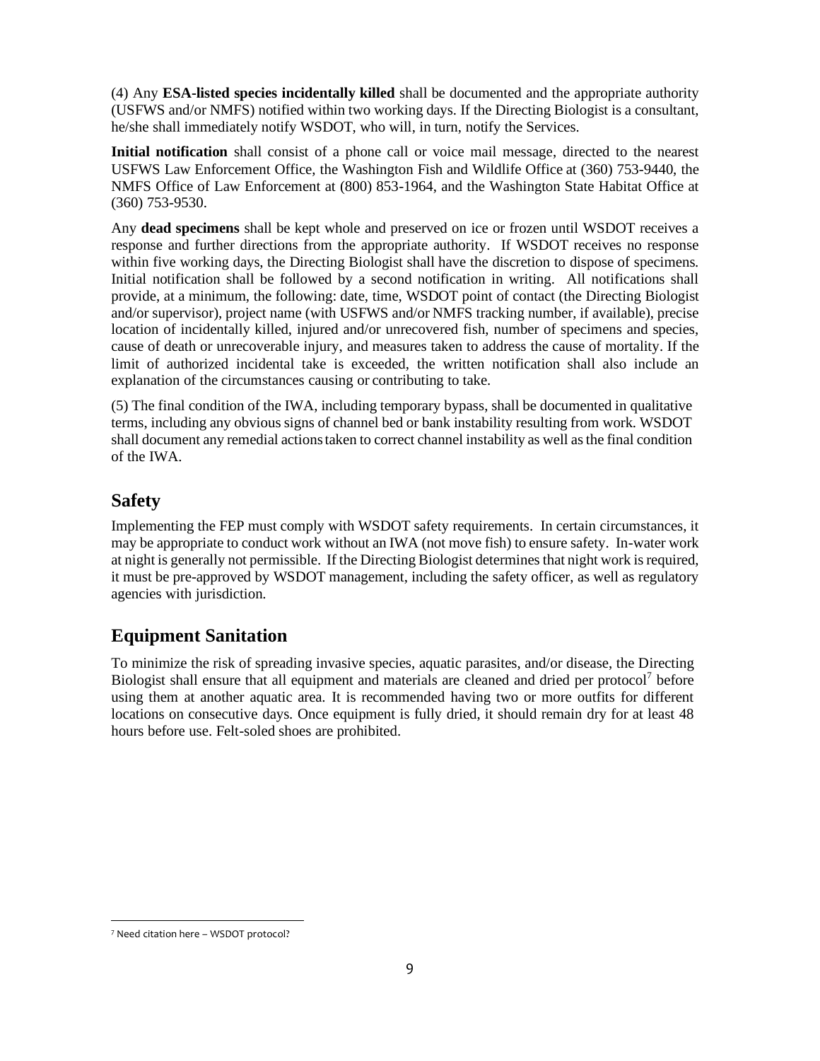(4) Any **ESA-listed species incidentally killed** shall be documented and the appropriate authority (USFWS and/or NMFS) notified within two working days. If the Directing Biologist is a consultant, he/she shall immediately notify WSDOT, who will, in turn, notify the Services.

**Initial notification** shall consist of a phone call or voice mail message, directed to the nearest USFWS Law Enforcement Office, the Washington Fish and Wildlife Office at (360) 753-9440, the NMFS Office of Law Enforcement at (800) 853-1964, and the Washington State Habitat Office at (360) 753-9530.

Any **dead specimens** shall be kept whole and preserved on ice or frozen until WSDOT receives a response and further directions from the appropriate authority. If WSDOT receives no response within five working days, the Directing Biologist shall have the discretion to dispose of specimens. Initial notification shall be followed by a second notification in writing. All notifications shall provide, at a minimum, the following: date, time, WSDOT point of contact (the Directing Biologist and/or supervisor), project name (with USFWS and/or NMFS tracking number, if available), precise location of incidentally killed, injured and/or unrecovered fish, number of specimens and species, cause of death or unrecoverable injury, and measures taken to address the cause of mortality. If the limit of authorized incidental take is exceeded, the written notification shall also include an explanation of the circumstances causing or contributing to take.

(5) The final condition of the IWA, including temporary bypass, shall be documented in qualitative terms, including any obvious signs of channel bed or bank instability resulting from work. WSDOT shall document any remedial actions taken to correct channel instability as well as the final condition of the IWA.

## Safety

Implementing the FEP must comply with WSDOT safety requirements. In certain circumstances, it may be appropriate to conduct work without an IWA (not move fish) to ensure safety. In-water work at night is generally not permissible. If the Directing Biologist determines that night work is required, it must be pre-approved by WSDOT management, including the safety officer, as well as regulatory agencies with jurisdiction.

## Equipment Sanitation

To minimize the risk of spreading invasive species, aquatic parasites, and/or disease, the Directing Biologist shall ensure that all equipment and materials are cleaned and dried per protocol[7] before using them at another aquatic area. It is recommended having two or more outfits for different locations on consecutive days. Once equipment is fully dried, it should remain dry for at least 48 hours before use. Felt-soled shoes are prohibited.

[7] Need citation here – WSDOT protocol?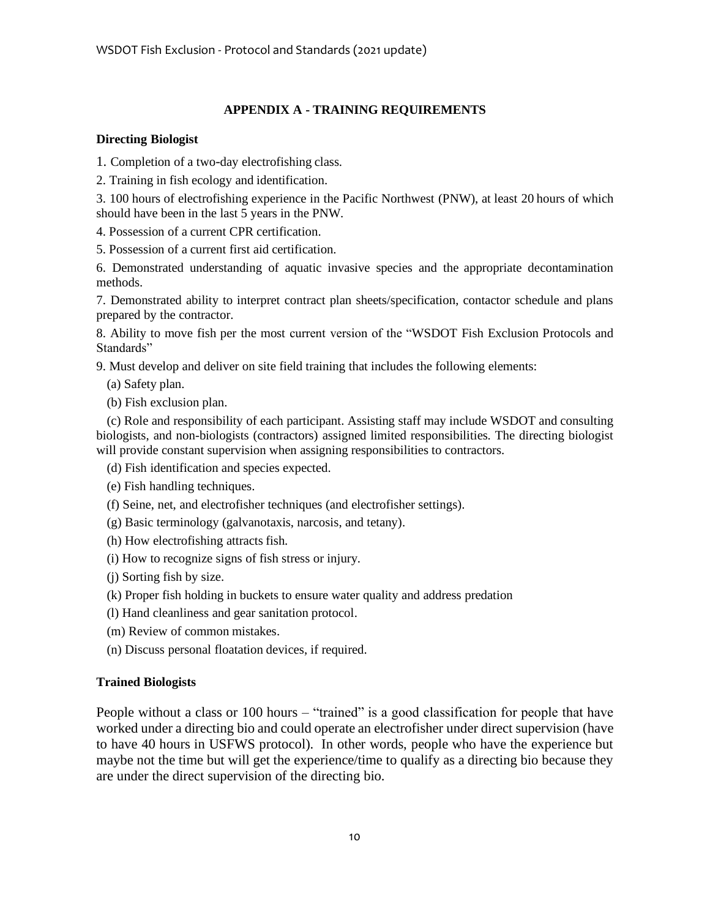## APPENDIX A - TRAINING REQUIREMENTS

### Directing Biologist

1. Completion of a two-day electrofishing class.
2. Training in fish ecology and identification.
3. 100 hours of electrofishing experience in the Pacific Northwest (PNW), at least 20 hours of which should have been in the last 5 years in the PNW.
4. Possession of a current CPR certification.
5. Possession of a current first aid certification.
6. Demonstrated understanding of aquatic invasive species and the appropriate decontamination methods.
7. Demonstrated ability to interpret contract plan sheets/specification, contactor schedule and plans prepared by the contractor.
8. Ability to move fish per the most current version of the "WSDOT Fish Exclusion Protocols and Standards"
9. Must develop and deliver on site field training that includes the following elements:
   - (a) Safety plan.
   - (b) Fish exclusion plan.
   - (c) Role and responsibility of each participant. Assisting staff may include WSDOT and consulting biologists, and non-biologists (contractors) assigned limited responsibilities. The directing biologist will provide constant supervision when assigning responsibilities to contractors.
   - (d) Fish identification and species expected.
   - (e) Fish handling techniques.
   - (f) Seine, net, and electrofisher techniques (and electrofisher settings).
   - (g) Basic terminology (galvanotaxis, narcosis, and tetany).
   - (h) How electrofishing attracts fish.
   - (i) How to recognize signs of fish stress or injury.
   - (j) Sorting fish by size.
   - (k) Proper fish holding in buckets to ensure water quality and address predation
   - (l) Hand cleanliness and gear sanitation protocol.
   - (m) Review of common mistakes.
   - (n) Discuss personal floatation devices, if required.

### Trained Biologists

People without a class or 100 hours – "trained" is a good classification for people that have worked under a directing bio and could operate an electrofisher under direct supervision (have to have 40 hours in USFWS protocol). In other words, people who have the experience but maybe not the time but will get the experience/time to qualify as a directing bio because they are under the direct supervision of the directing bio.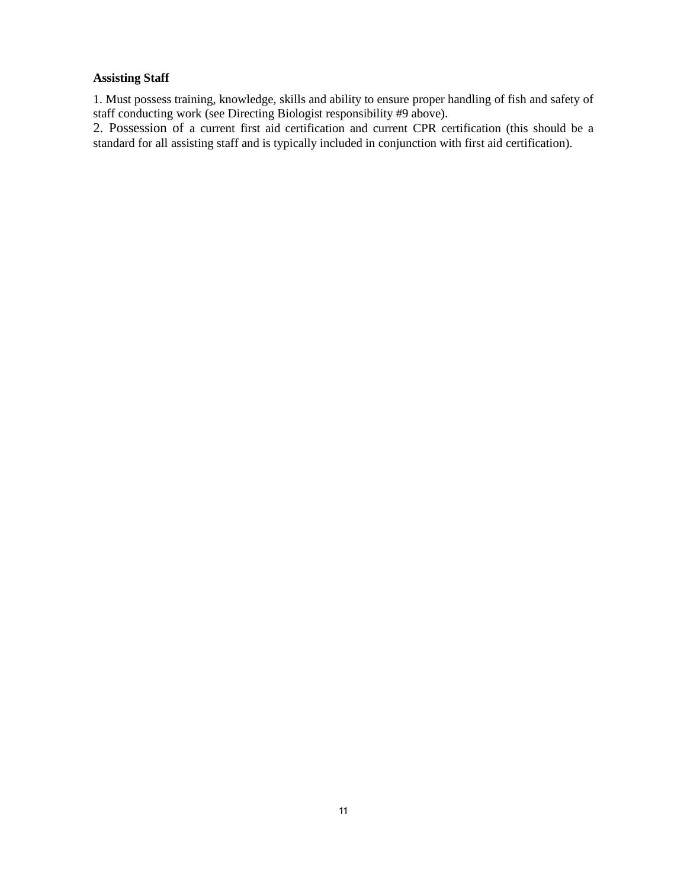**Assisting Staff**

1. Must possess training, knowledge, skills and ability to ensure proper handling of fish and safety of staff conducting work (see Directing Biologist responsibility #9 above).
2. Possession of a current first aid certification and current CPR certification (this should be a standard for all assisting staff and is typically included in conjunction with first aid certification).